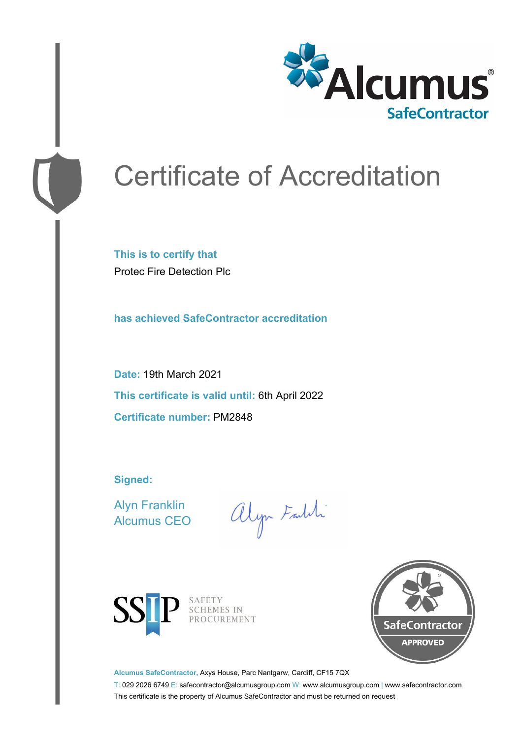Alcumus®

SafeContractor

# Certificate of Accreditation

**This is to certify that**

Protec Fire Detection Plc

**has achieved SafeContractor accreditation**

**Date:** 19th March 2021

**This certificate is valid until:** 6th April 2022

**Certificate number:** PM2848

**Signed:**

Alyn Franklin
Alcumus CEO

SSIP SAFETY SCHEMES IN PROCUREMENT

SafeContractor APPROVED

**Alcumus SafeContractor,** Axys House, Parc Nantgarw, Cardiff, CF15 7QX

T: 029 2026 6749 E: safecontractor@alcumusgroup.com W: www.alcumusgroup.com | www.safecontractor.com

This certificate is the property of Alcumus SafeContractor and must be returned on request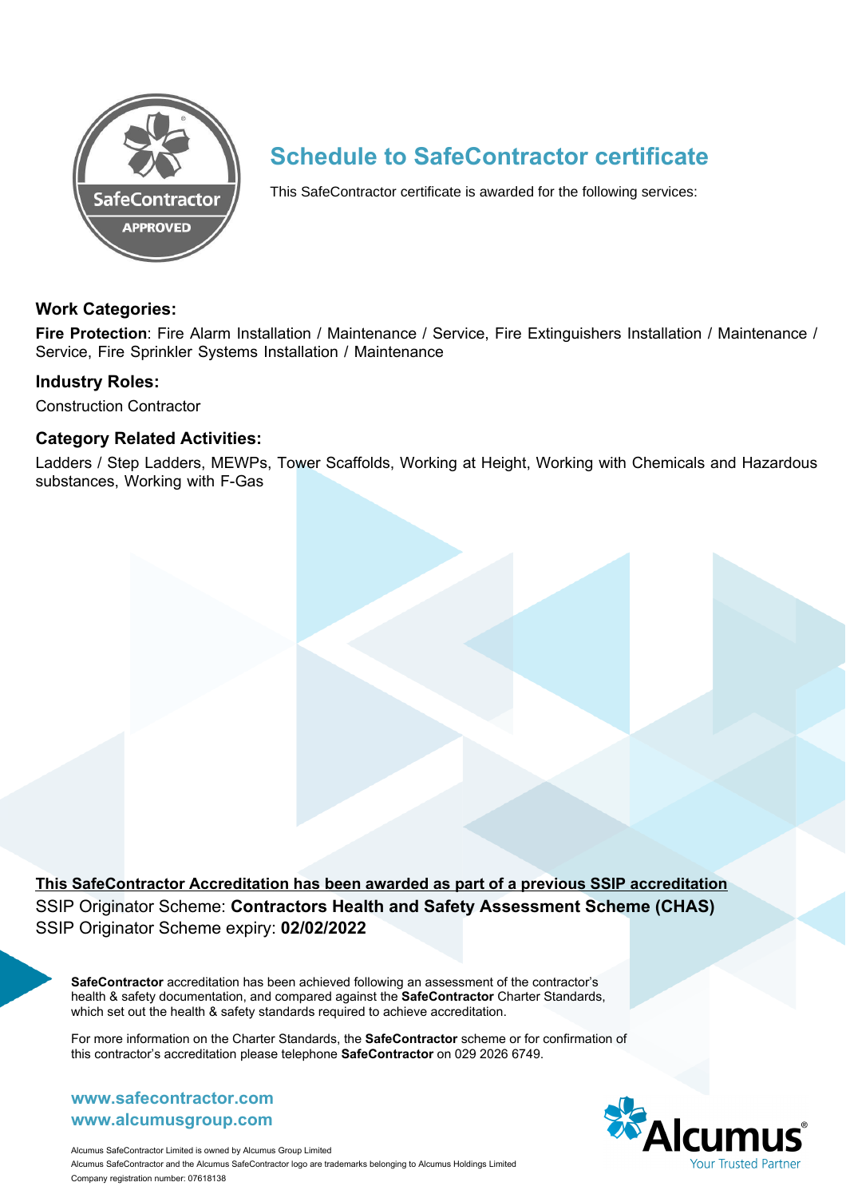# Schedule to SafeContractor certificate

This SafeContractor certificate is awarded for the following services:

### Work Categories:

**Fire Protection**: Fire Alarm Installation / Maintenance / Service, Fire Extinguishers Installation / Maintenance / Service, Fire Sprinkler Systems Installation / Maintenance

### Industry Roles:

Construction Contractor

### Category Related Activities:

Ladders / Step Ladders, MEWPs, Tower Scaffolds, Working at Height, Working with Chemicals and Hazardous substances, Working with F-Gas

**This SafeContractor Accreditation has been awarded as part of a previous SSIP accreditation**

SSIP Originator Scheme: **Contractors Health and Safety Assessment Scheme (CHAS)**

SSIP Originator Scheme expiry: **02/02/2022**

**SafeContractor** accreditation has been achieved following an assessment of the contractor's health & safety documentation, and compared against the **SafeContractor** Charter Standards, which set out the health & safety standards required to achieve accreditation.

For more information on the Charter Standards, the **SafeContractor** scheme or for confirmation of this contractor's accreditation please telephone **SafeContractor** on 029 2026 6749.

**www.safecontractor.com**
**www.alcumusgroup.com**

Alcumus SafeContractor Limited is owned by Alcumus Group Limited
Alcumus SafeContractor and the Alcumus SafeContractor logo are trademarks belonging to Alcumus Holdings Limited
Company registration number: 07618138

Alcumus® Your Trusted Partner